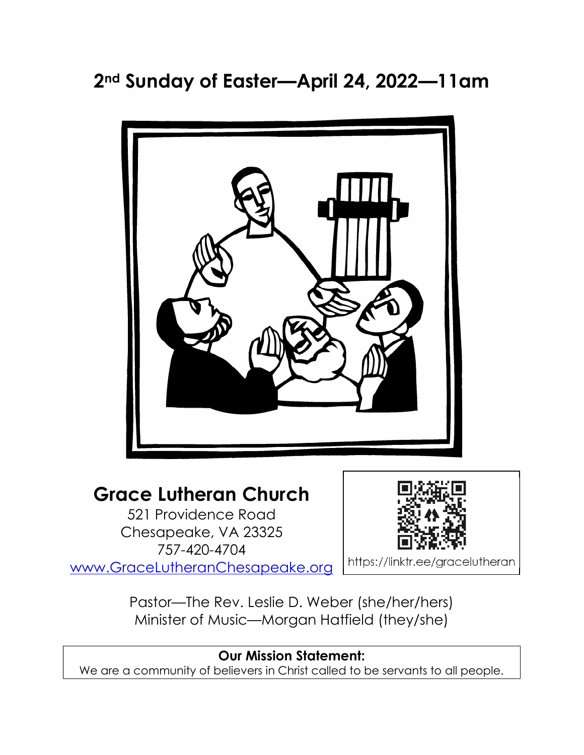# 2nd Sunday of Easter—April 24, 2022—11am

## Grace Lutheran Church

521 Providence Road
Chesapeake, VA 23325
757-420-4704
www.GraceLutheranChesapeake.org

https://linktr.ee/gracelutheran

Pastor—The Rev. Leslie D. Weber (she/her/hers)
Minister of Music—Morgan Hatfield (they/she)

**Our Mission Statement:**
We are a community of believers in Christ called to be servants to all people.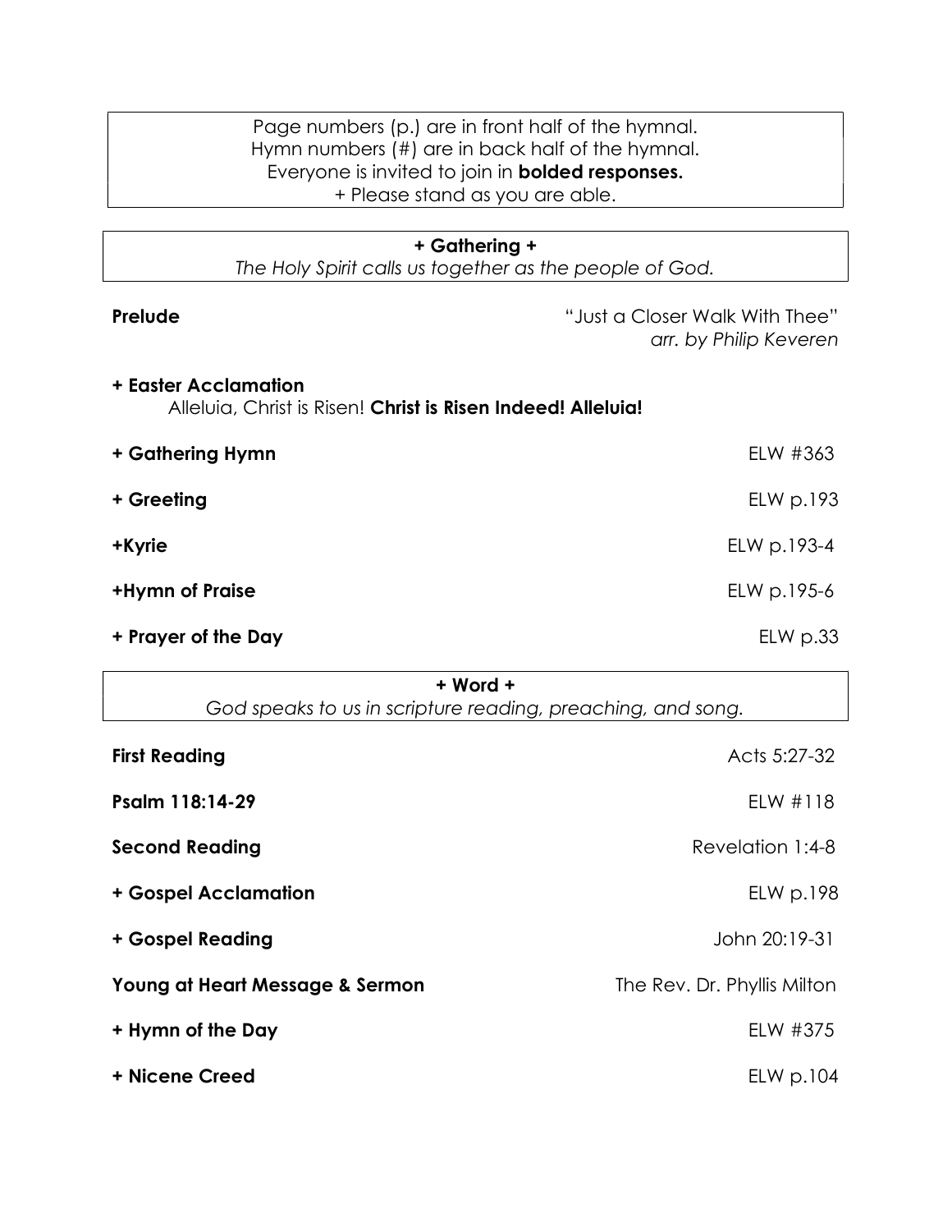Page numbers (p.) are in front half of the hymnal.
Hymn numbers (#) are in back half of the hymnal.
Everyone is invited to join in **bolded responses.**
+ Please stand as you are able.

## + Gathering +

*The Holy Spirit calls us together as the people of God.*

**Prelude** — "Just a Closer Walk With Thee" *arr. by Philip Keveren*

**+ Easter Acclamation**
Alleluia, Christ is Risen! **Christ is Risen Indeed! Alleluia!**

**+ Gathering Hymn** — ELW #363

**+ Greeting** — ELW p.193

**+Kyrie** — ELW p.193-4

**+Hymn of Praise** — ELW p.195-6

**+ Prayer of the Day** — ELW p.33

## + Word +

*God speaks to us in scripture reading, preaching, and song.*

**First Reading** — Acts 5:27-32

**Psalm 118:14-29** — ELW #118

**Second Reading** — Revelation 1:4-8

**+ Gospel Acclamation** — ELW p.198

**+ Gospel Reading** — John 20:19-31

**Young at Heart Message & Sermon** — The Rev. Dr. Phyllis Milton

**+ Hymn of the Day** — ELW #375

**+ Nicene Creed** — ELW p.104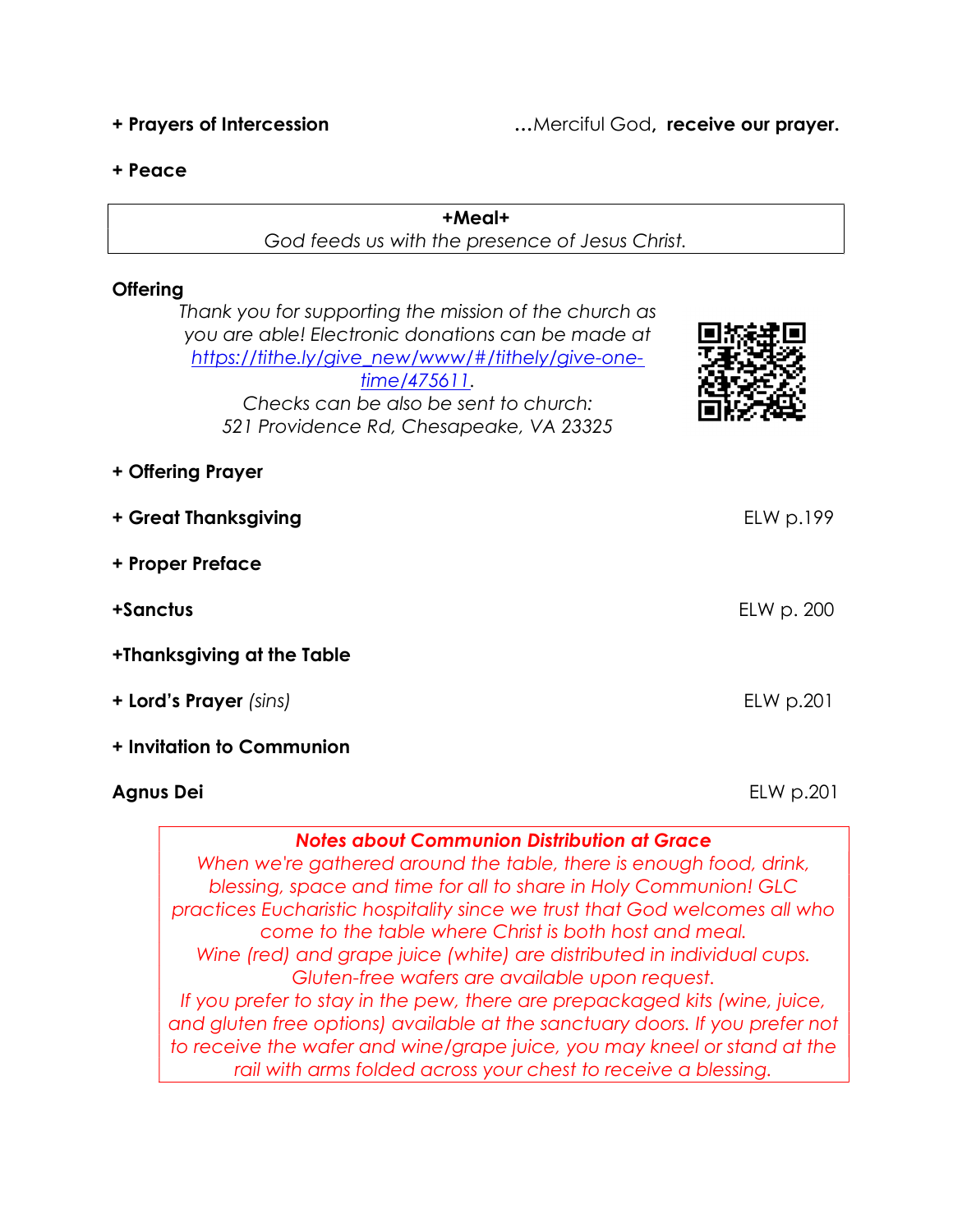**+ Prayers of Intercession** …Merciful God, **receive our prayer.**

**+ Peace**

**+Meal+**

*God feeds us with the presence of Jesus Christ.*

**Offering**

*Thank you for supporting the mission of the church as you are able! Electronic donations can be made at [https://tithe.ly/give_new/www/#/tithely/give-one-time/475611](https://tithe.ly/give_new/www/#/tithely/give-one-time/475611).*

*Checks can be also be sent to church:*
*521 Providence Rd, Chesapeake, VA 23325*

**+ Offering Prayer**

**+ Great Thanksgiving** ELW p.199

**+ Proper Preface**

**+Sanctus** ELW p. 200

**+Thanksgiving at the Table**

**+ Lord's Prayer** *(sins)* ELW p.201

**+ Invitation to Communion**

**Agnus Dei** ELW p.201

***Notes about Communion Distribution at Grace***

*When we're gathered around the table, there is enough food, drink, blessing, space and time for all to share in Holy Communion! GLC practices Eucharistic hospitality since we trust that God welcomes all who come to the table where Christ is both host and meal.*

*Wine (red) and grape juice (white) are distributed in individual cups. Gluten-free wafers are available upon request.*

*If you prefer to stay in the pew, there are prepackaged kits (wine, juice, and gluten free options) available at the sanctuary doors. If you prefer not to receive the wafer and wine/grape juice, you may kneel or stand at the rail with arms folded across your chest to receive a blessing.*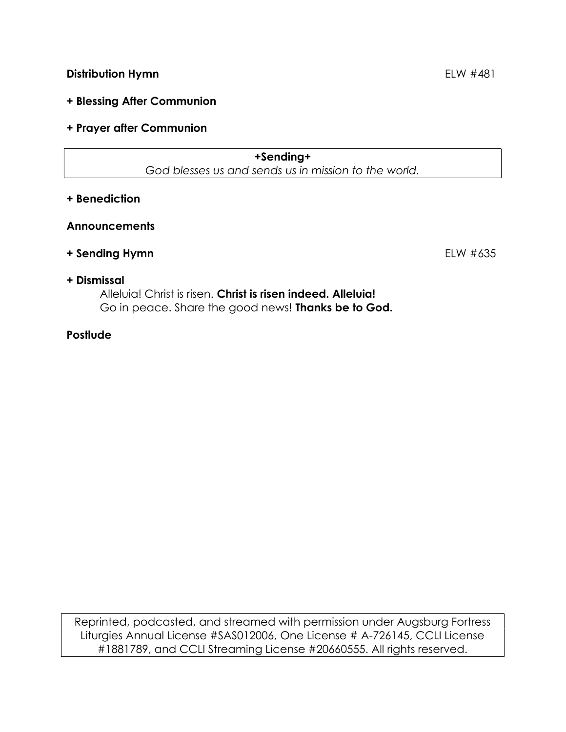**Distribution Hymn** ELW #481

**+ Blessing After Communion**

**+ Prayer after Communion**

**+Sending+**

*God blesses us and sends us in mission to the world.*

**+ Benediction**

**Announcements**

**+ Sending Hymn** ELW #635

**+ Dismissal**

Alleluia! Christ is risen. **Christ is risen indeed. Alleluia!**
Go in peace. Share the good news! **Thanks be to God.**

**Postlude**

Reprinted, podcasted, and streamed with permission under Augsburg Fortress Liturgies Annual License #SAS012006, One License # A-726145, CCLI License #1881789, and CCLI Streaming License #20660555. All rights reserved.